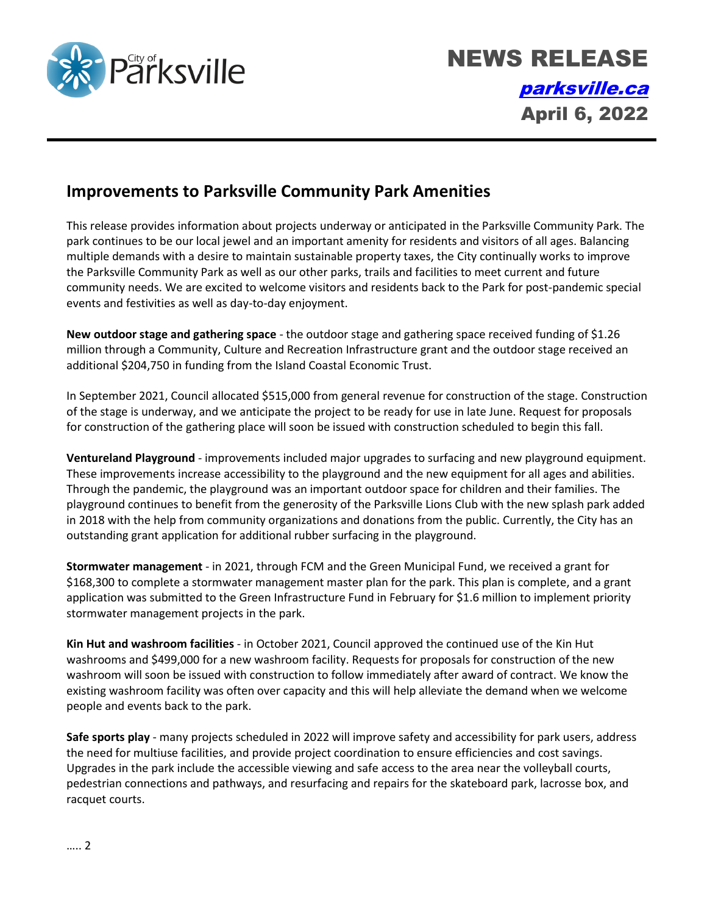# NEWS RELEASE

[parksville.ca](http://parksville.ca)

**April 6, 2022**

## Improvements to Parksville Community Park Amenities

This release provides information about projects underway or anticipated in the Parksville Community Park. The park continues to be our local jewel and an important amenity for residents and visitors of all ages. Balancing multiple demands with a desire to maintain sustainable property taxes, the City continually works to improve the Parksville Community Park as well as our other parks, trails and facilities to meet current and future community needs. We are excited to welcome visitors and residents back to the Park for post-pandemic special events and festivities as well as day-to-day enjoyment.

**New outdoor stage and gathering space** - the outdoor stage and gathering space received funding of $1.26 million through a Community, Culture and Recreation Infrastructure grant and the outdoor stage received an additional $204,750 in funding from the Island Coastal Economic Trust.

In September 2021, Council allocated $515,000 from general revenue for construction of the stage. Construction of the stage is underway, and we anticipate the project to be ready for use in late June. Request for proposals for construction of the gathering place will soon be issued with construction scheduled to begin this fall.

**Ventureland Playground** - improvements included major upgrades to surfacing and new playground equipment. These improvements increase accessibility to the playground and the new equipment for all ages and abilities. Through the pandemic, the playground was an important outdoor space for children and their families. The playground continues to benefit from the generosity of the Parksville Lions Club with the new splash park added in 2018 with the help from community organizations and donations from the public. Currently, the City has an outstanding grant application for additional rubber surfacing in the playground.

**Stormwater management** - in 2021, through FCM and the Green Municipal Fund, we received a grant for $168,300 to complete a stormwater management master plan for the park. This plan is complete, and a grant application was submitted to the Green Infrastructure Fund in February for $1.6 million to implement priority stormwater management projects in the park.

**Kin Hut and washroom facilities** - in October 2021, Council approved the continued use of the Kin Hut washrooms and $499,000 for a new washroom facility. Requests for proposals for construction of the new washroom will soon be issued with construction to follow immediately after award of contract. We know the existing washroom facility was often over capacity and this will help alleviate the demand when we welcome people and events back to the park.

**Safe sports play** - many projects scheduled in 2022 will improve safety and accessibility for park users, address the need for multiuse facilities, and provide project coordination to ensure efficiencies and cost savings. Upgrades in the park include the accessible viewing and safe access to the area near the volleyball courts, pedestrian connections and pathways, and resurfacing and repairs for the skateboard park, lacrosse box, and racquet courts.

….. 2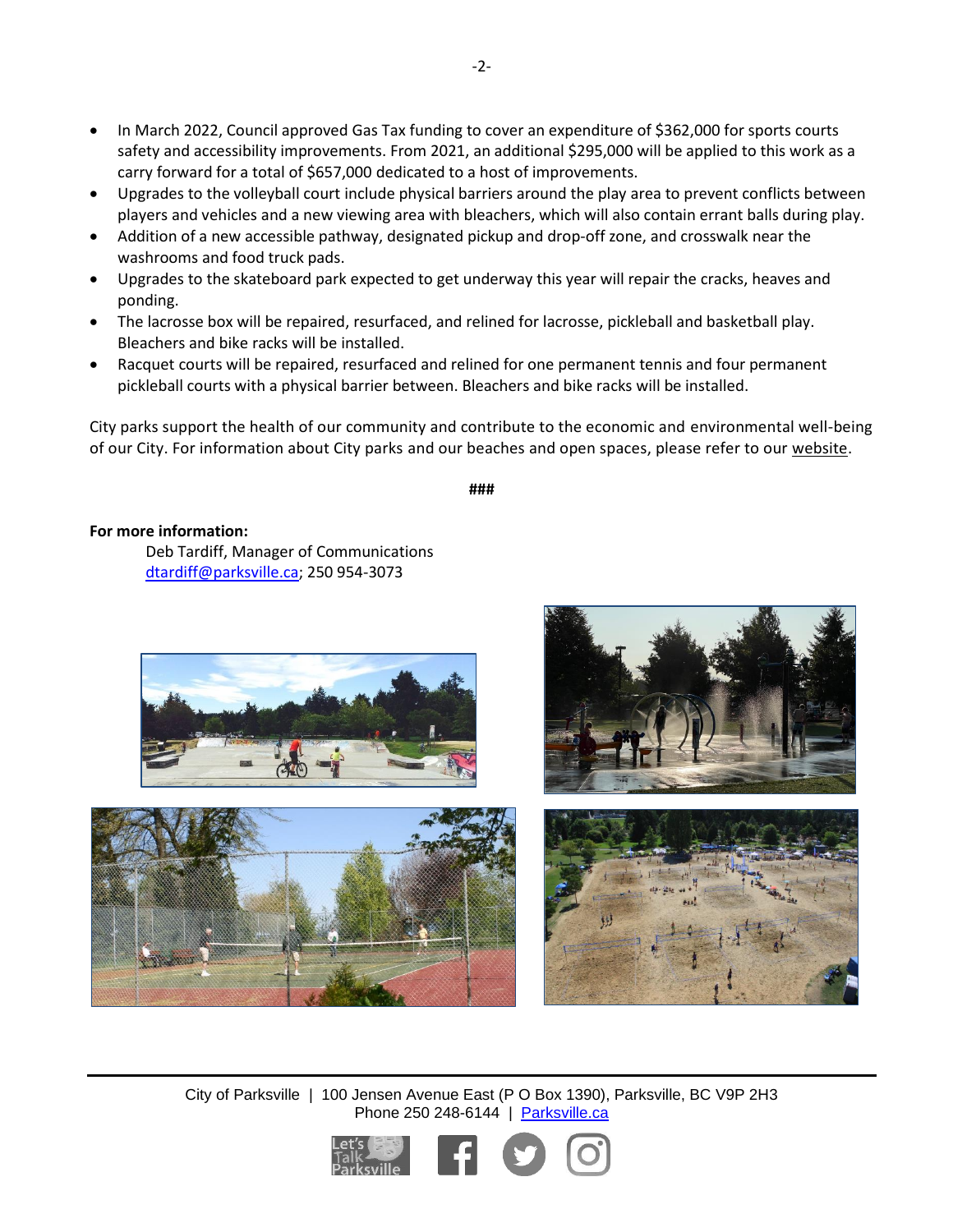- In March 2022, Council approved Gas Tax funding to cover an expenditure of $362,000 for sports courts safety and accessibility improvements. From 2021, an additional $295,000 will be applied to this work as a carry forward for a total of $657,000 dedicated to a host of improvements.
- Upgrades to the volleyball court include physical barriers around the play area to prevent conflicts between players and vehicles and a new viewing area with bleachers, which will also contain errant balls during play.
- Addition of a new accessible pathway, designated pickup and drop-off zone, and crosswalk near the washrooms and food truck pads.
- Upgrades to the skateboard park expected to get underway this year will repair the cracks, heaves and ponding.
- The lacrosse box will be repaired, resurfaced, and relined for lacrosse, pickleball and basketball play. Bleachers and bike racks will be installed.
- Racquet courts will be repaired, resurfaced and relined for one permanent tennis and four permanent pickleball courts with a physical barrier between. Bleachers and bike racks will be installed.

City parks support the health of our community and contribute to the economic and environmental well-being of our City. For information about City parks and our beaches and open spaces, please refer to our website.

###

**For more information:**

Deb Tardiff, Manager of Communications
dtardiff@parksville.ca; 250 954-3073

City of Parksville | 100 Jensen Avenue East (P O Box 1390), Parksville, BC V9P 2H3
Phone 250 248-6144 | Parksville.ca